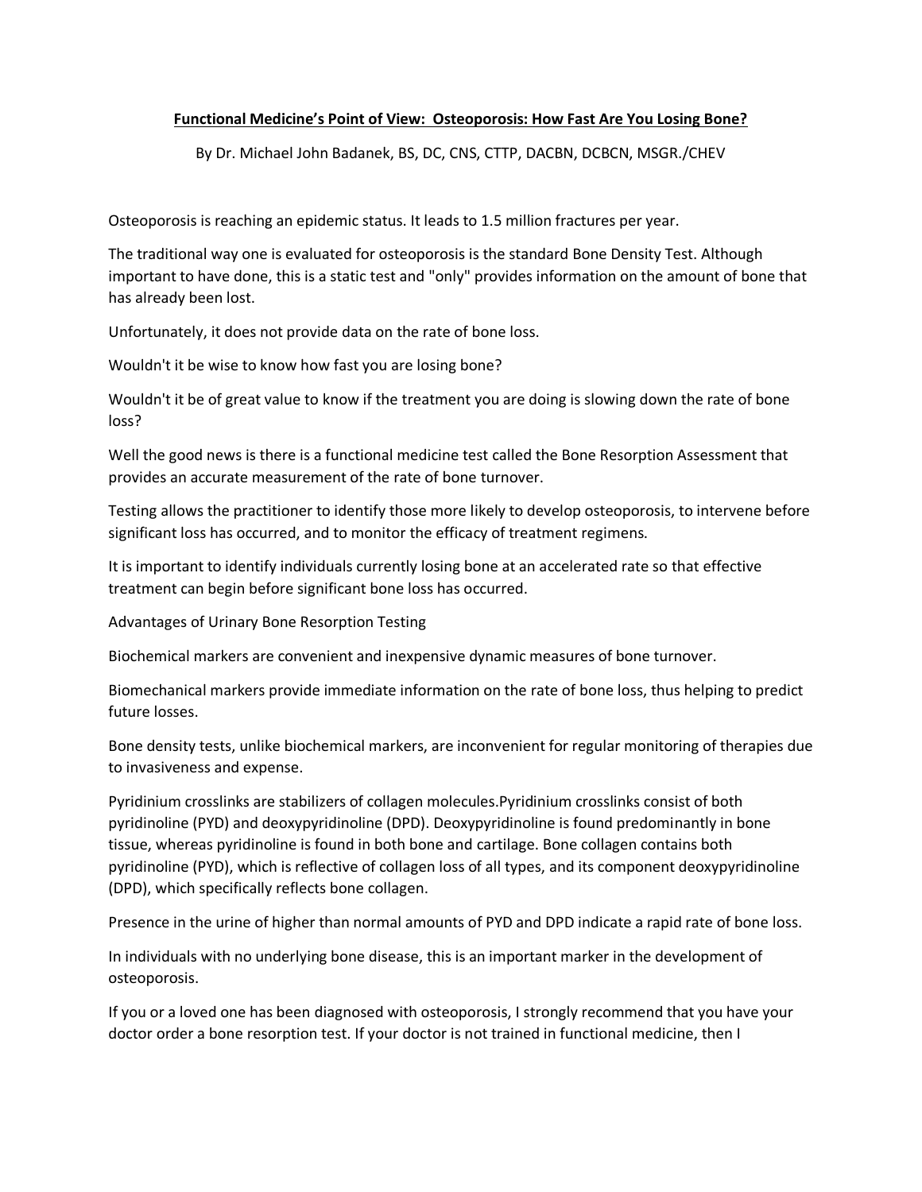**Functional Medicine's Point of View: Osteoporosis: How Fast Are You Losing Bone?**

By Dr. Michael John Badanek, BS, DC, CNS, CTTP, DACBN, DCBCN, MSGR./CHEV

Osteoporosis is reaching an epidemic status. It leads to 1.5 million fractures per year.

The traditional way one is evaluated for osteoporosis is the standard Bone Density Test. Although important to have done, this is a static test and "only" provides information on the amount of bone that has already been lost.

Unfortunately, it does not provide data on the rate of bone loss.

Wouldn't it be wise to know how fast you are losing bone?

Wouldn't it be of great value to know if the treatment you are doing is slowing down the rate of bone loss?

Well the good news is there is a functional medicine test called the Bone Resorption Assessment that provides an accurate measurement of the rate of bone turnover.

Testing allows the practitioner to identify those more likely to develop osteoporosis, to intervene before significant loss has occurred, and to monitor the efficacy of treatment regimens.

It is important to identify individuals currently losing bone at an accelerated rate so that effective treatment can begin before significant bone loss has occurred.

Advantages of Urinary Bone Resorption Testing

Biochemical markers are convenient and inexpensive dynamic measures of bone turnover.

Biomechanical markers provide immediate information on the rate of bone loss, thus helping to predict future losses.

Bone density tests, unlike biochemical markers, are inconvenient for regular monitoring of therapies due to invasiveness and expense.

Pyridinium crosslinks are stabilizers of collagen molecules.Pyridinium crosslinks consist of both pyridinoline (PYD) and deoxypyridinoline (DPD). Deoxypyridinoline is found predominantly in bone tissue, whereas pyridinoline is found in both bone and cartilage. Bone collagen contains both pyridinoline (PYD), which is reflective of collagen loss of all types, and its component deoxypyridinoline (DPD), which specifically reflects bone collagen.

Presence in the urine of higher than normal amounts of PYD and DPD indicate a rapid rate of bone loss.

In individuals with no underlying bone disease, this is an important marker in the development of osteoporosis.

If you or a loved one has been diagnosed with osteoporosis, I strongly recommend that you have your doctor order a bone resorption test. If your doctor is not trained in functional medicine, then I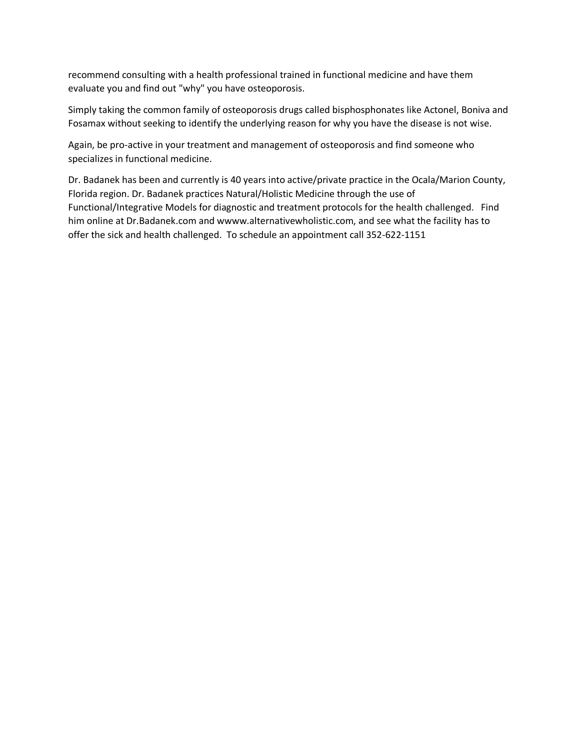recommend consulting with a health professional trained in functional medicine and have them evaluate you and find out "why" you have osteoporosis.

Simply taking the common family of osteoporosis drugs called bisphosphonates like Actonel, Boniva and Fosamax without seeking to identify the underlying reason for why you have the disease is not wise.

Again, be pro-active in your treatment and management of osteoporosis and find someone who specializes in functional medicine.

Dr. Badanek has been and currently is 40 years into active/private practice in the Ocala/Marion County, Florida region. Dr. Badanek practices Natural/Holistic Medicine through the use of Functional/Integrative Models for diagnostic and treatment protocols for the health challenged. Find him online at Dr.Badanek.com and wwww.alternativewholistic.com, and see what the facility has to offer the sick and health challenged. To schedule an appointment call 352-622-1151